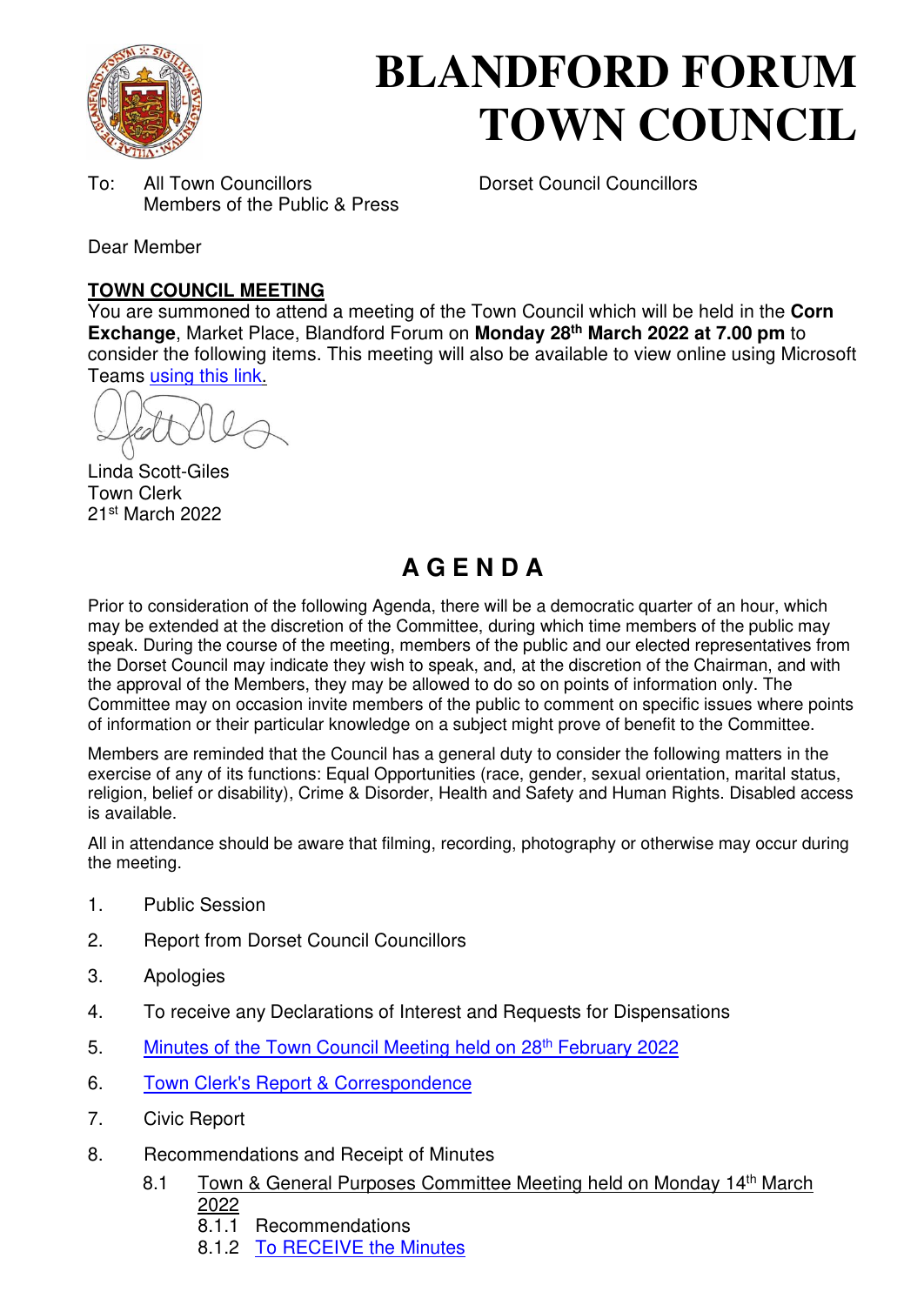# BLANDFORD FORUM TOWN COUNCIL

To: All Town Councillors
Members of the Public & Press

Dorset Council Councillors

Dear Member

**TOWN COUNCIL MEETING**

You are summoned to attend a meeting of the Town Council which will be held in the **Corn Exchange**, Market Place, Blandford Forum on **Monday 28th March 2022 at 7.00 pm** to consider the following items. This meeting will also be available to view online using Microsoft Teams using this link.

Linda Scott-Giles
Town Clerk
21st March 2022

## A G E N D A

Prior to consideration of the following Agenda, there will be a democratic quarter of an hour, which may be extended at the discretion of the Committee, during which time members of the public may speak. During the course of the meeting, members of the public and our elected representatives from the Dorset Council may indicate they wish to speak, and, at the discretion of the Chairman, and with the approval of the Members, they may be allowed to do so on points of information only. The Committee may on occasion invite members of the public to comment on specific issues where points of information or their particular knowledge on a subject might prove of benefit to the Committee.

Members are reminded that the Council has a general duty to consider the following matters in the exercise of any of its functions: Equal Opportunities (race, gender, sexual orientation, marital status, religion, belief or disability), Crime & Disorder, Health and Safety and Human Rights. Disabled access is available.

All in attendance should be aware that filming, recording, photography or otherwise may occur during the meeting.

1. Public Session
2. Report from Dorset Council Councillors
3. Apologies
4. To receive any Declarations of Interest and Requests for Dispensations
5. Minutes of the Town Council Meeting held on 28th February 2022
6. Town Clerk's Report & Correspondence
7. Civic Report
8. Recommendations and Receipt of Minutes
   - 8.1 Town & General Purposes Committee Meeting held on Monday 14th March 2022
     - 8.1.1 Recommendations
     - 8.1.2 To RECEIVE the Minutes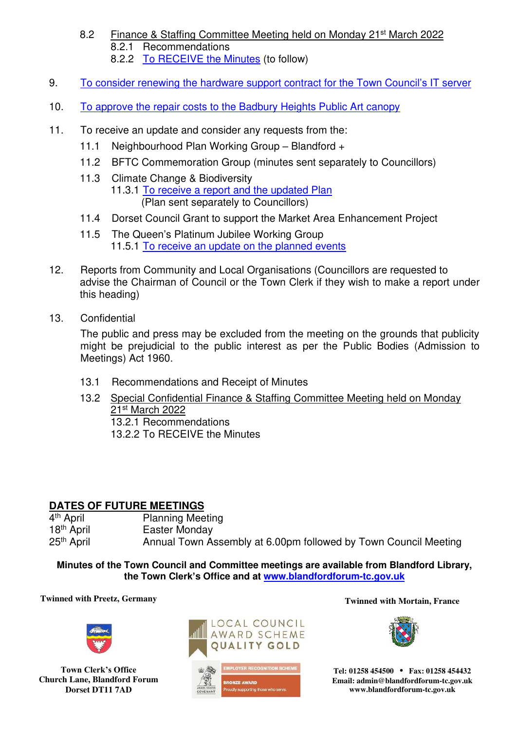8.2 Finance & Staffing Committee Meeting held on Monday 21st March 2022
   8.2.1 Recommendations
   8.2.2 To RECEIVE the Minutes (to follow)

9. To consider renewing the hardware support contract for the Town Council's IT server

10. To approve the repair costs to the Badbury Heights Public Art canopy

11. To receive an update and consider any requests from the:
    11.1 Neighbourhood Plan Working Group – Blandford +
    11.2 BFTC Commemoration Group (minutes sent separately to Councillors)
    11.3 Climate Change & Biodiversity
       11.3.1 To receive a report and the updated Plan
       (Plan sent separately to Councillors)
    11.4 Dorset Council Grant to support the Market Area Enhancement Project
    11.5 The Queen's Platinum Jubilee Working Group
       11.5.1 To receive an update on the planned events

12. Reports from Community and Local Organisations (Councillors are requested to advise the Chairman of Council or the Town Clerk if they wish to make a report under this heading)

13. Confidential

    The public and press may be excluded from the meeting on the grounds that publicity might be prejudicial to the public interest as per the Public Bodies (Admission to Meetings) Act 1960.

    13.1 Recommendations and Receipt of Minutes
    13.2 Special Confidential Finance & Staffing Committee Meeting held on Monday 21st March 2022
       13.2.1 Recommendations
       13.2.2 To RECEIVE the Minutes

## DATES OF FUTURE MEETINGS

| | |
|---|---|
| 4th April | Planning Meeting |
| 18th April | Easter Monday |
| 25th April | Annual Town Assembly at 6.00pm followed by Town Council Meeting |

**Minutes of the Town Council and Committee meetings are available from Blandford Library, the Town Clerk's Office and at www.blandfordforum-tc.gov.uk**

**Twinned with Preetz, Germany**

**Twinned with Mortain, France**

LOCAL COUNCIL AWARD SCHEME QUALITY GOLD

EMPLOYER RECOGNITION SCHEME BRONZE AWARD Proudly supporting those who serve.

**Town Clerk's Office**
**Church Lane, Blandford Forum**
**Dorset DT11 7AD**

**Tel: 01258 454500 • Fax: 01258 454432**
**Email: admin@blandfordforum-tc.gov.uk**
**www.blandfordforum-tc.gov.uk**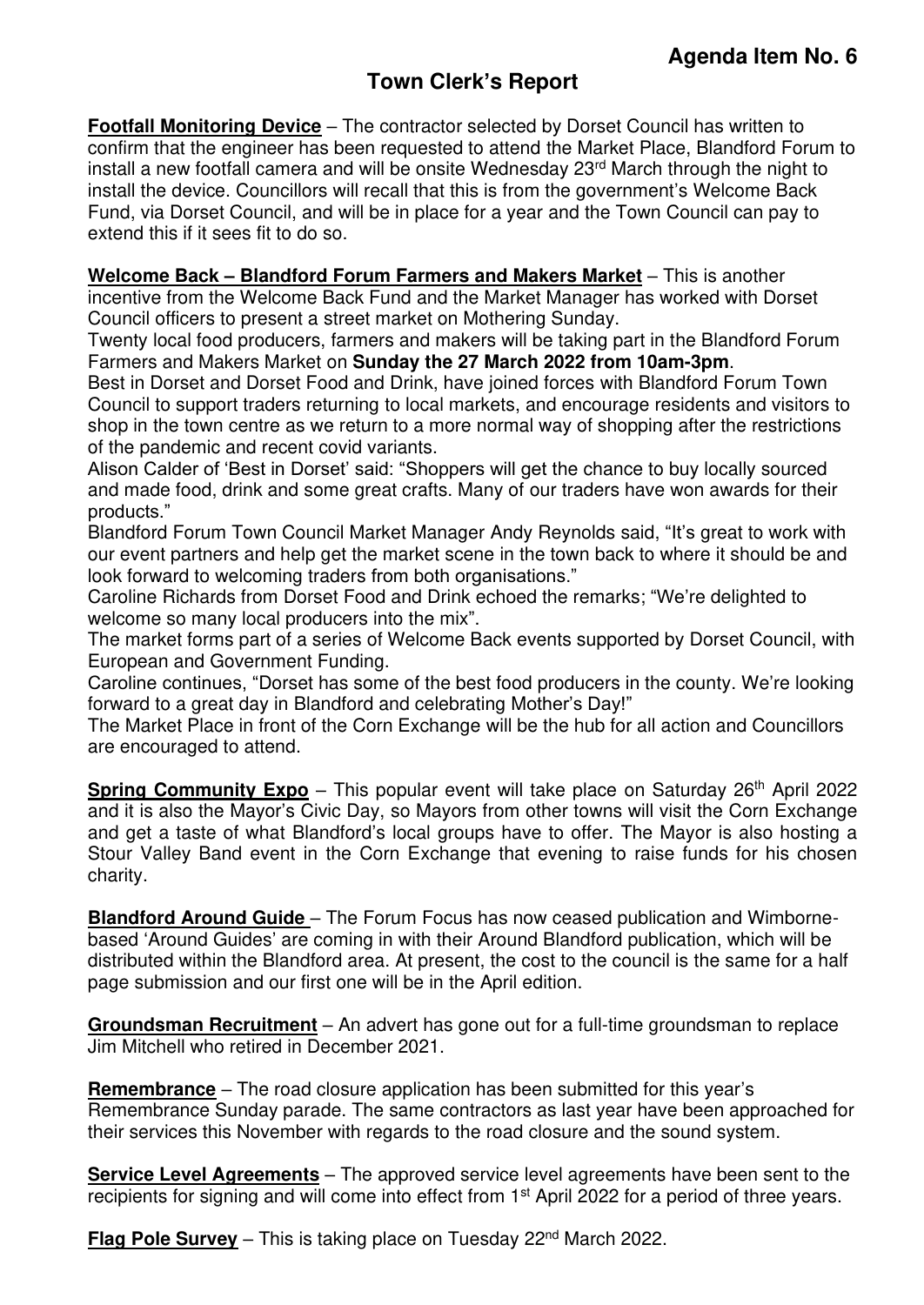**Agenda Item No. 6**

# Town Clerk's Report

**Footfall Monitoring Device** – The contractor selected by Dorset Council has written to confirm that the engineer has been requested to attend the Market Place, Blandford Forum to install a new footfall camera and will be onsite Wednesday 23rd March through the night to install the device. Councillors will recall that this is from the government's Welcome Back Fund, via Dorset Council, and will be in place for a year and the Town Council can pay to extend this if it sees fit to do so.

**Welcome Back – Blandford Forum Farmers and Makers Market** – This is another incentive from the Welcome Back Fund and the Market Manager has worked with Dorset Council officers to present a street market on Mothering Sunday.

Twenty local food producers, farmers and makers will be taking part in the Blandford Forum Farmers and Makers Market on **Sunday the 27 March 2022 from 10am-3pm**.

Best in Dorset and Dorset Food and Drink, have joined forces with Blandford Forum Town Council to support traders returning to local markets, and encourage residents and visitors to shop in the town centre as we return to a more normal way of shopping after the restrictions of the pandemic and recent covid variants.

Alison Calder of 'Best in Dorset' said: "Shoppers will get the chance to buy locally sourced and made food, drink and some great crafts. Many of our traders have won awards for their products."

Blandford Forum Town Council Market Manager Andy Reynolds said, "It's great to work with our event partners and help get the market scene in the town back to where it should be and look forward to welcoming traders from both organisations."

Caroline Richards from Dorset Food and Drink echoed the remarks; "We're delighted to welcome so many local producers into the mix".

The market forms part of a series of Welcome Back events supported by Dorset Council, with European and Government Funding.

Caroline continues, "Dorset has some of the best food producers in the county. We're looking forward to a great day in Blandford and celebrating Mother's Day!"

The Market Place in front of the Corn Exchange will be the hub for all action and Councillors are encouraged to attend.

**Spring Community Expo** – This popular event will take place on Saturday 26th April 2022 and it is also the Mayor's Civic Day, so Mayors from other towns will visit the Corn Exchange and get a taste of what Blandford's local groups have to offer. The Mayor is also hosting a Stour Valley Band event in the Corn Exchange that evening to raise funds for his chosen charity.

**Blandford Around Guide** – The Forum Focus has now ceased publication and Wimborne-based 'Around Guides' are coming in with their Around Blandford publication, which will be distributed within the Blandford area. At present, the cost to the council is the same for a half page submission and our first one will be in the April edition.

**Groundsman Recruitment** – An advert has gone out for a full-time groundsman to replace Jim Mitchell who retired in December 2021.

**Remembrance** – The road closure application has been submitted for this year's Remembrance Sunday parade. The same contractors as last year have been approached for their services this November with regards to the road closure and the sound system.

**Service Level Agreements** – The approved service level agreements have been sent to the recipients for signing and will come into effect from 1st April 2022 for a period of three years.

**Flag Pole Survey** – This is taking place on Tuesday 22nd March 2022.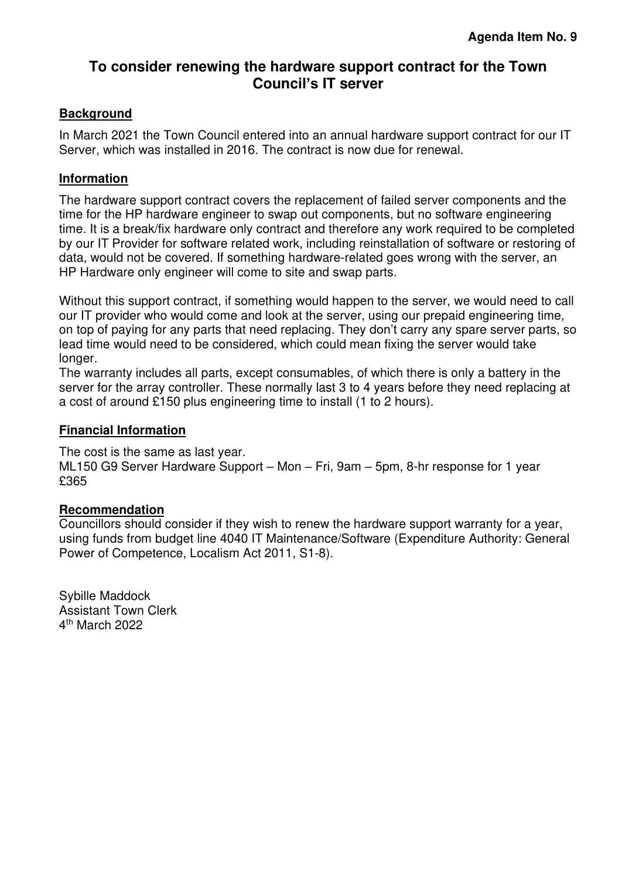**Agenda Item No. 9**

## To consider renewing the hardware support contract for the Town Council's IT server

### Background

In March 2021 the Town Council entered into an annual hardware support contract for our IT Server, which was installed in 2016. The contract is now due for renewal.

### Information

The hardware support contract covers the replacement of failed server components and the time for the HP hardware engineer to swap out components, but no software engineering time. It is a break/fix hardware only contract and therefore any work required to be completed by our IT Provider for software related work, including reinstallation of software or restoring of data, would not be covered. If something hardware-related goes wrong with the server, an HP Hardware only engineer will come to site and swap parts.

Without this support contract, if something would happen to the server, we would need to call our IT provider who would come and look at the server, using our prepaid engineering time, on top of paying for any parts that need replacing. They don't carry any spare server parts, so lead time would need to be considered, which could mean fixing the server would take longer.
The warranty includes all parts, except consumables, of which there is only a battery in the server for the array controller. These normally last 3 to 4 years before they need replacing at a cost of around £150 plus engineering time to install (1 to 2 hours).

### Financial Information

The cost is the same as last year.
ML150 G9 Server Hardware Support – Mon – Fri, 9am – 5pm, 8-hr response for 1 year £365

### Recommendation

Councillors should consider if they wish to renew the hardware support warranty for a year, using funds from budget line 4040 IT Maintenance/Software (Expenditure Authority: General Power of Competence, Localism Act 2011, S1-8).

Sybille Maddock
Assistant Town Clerk
4th March 2022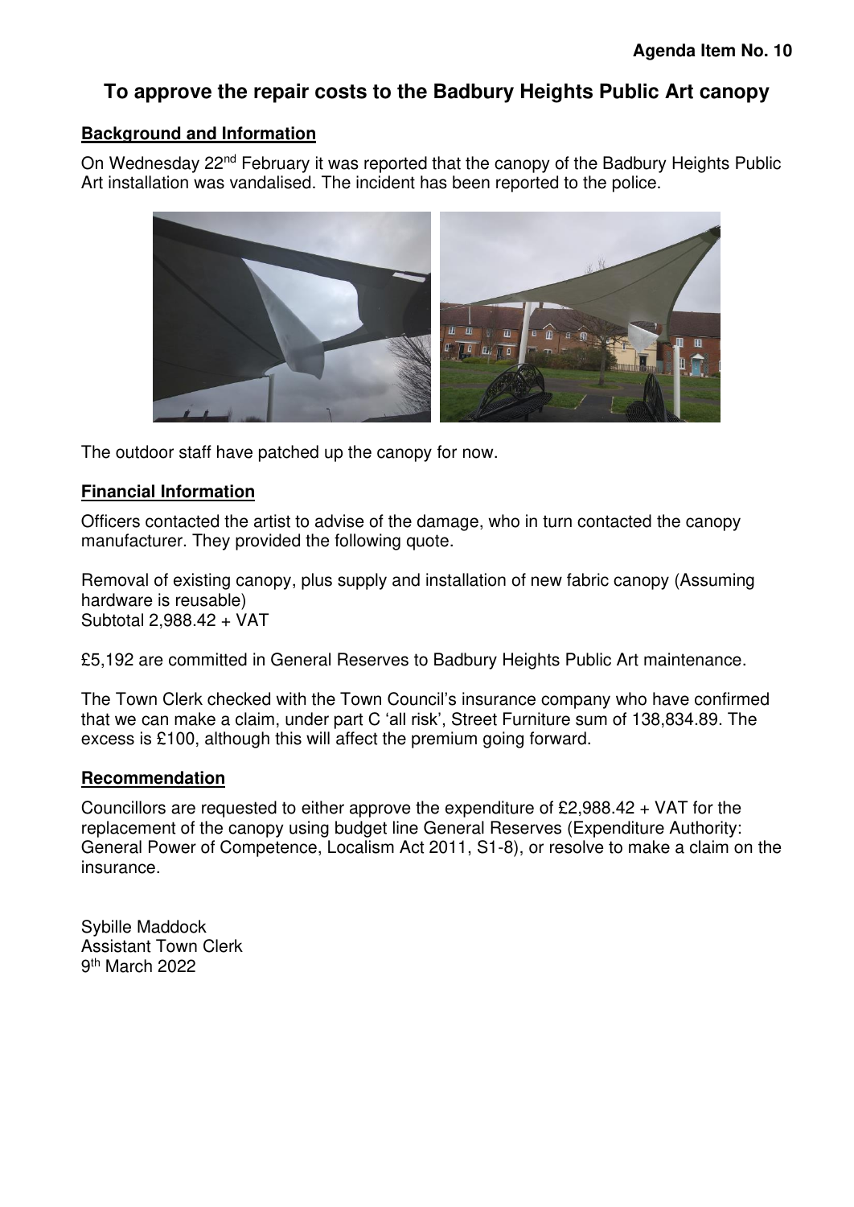**Agenda Item No. 10**

# To approve the repair costs to the Badbury Heights Public Art canopy

## Background and Information

On Wednesday 22nd February it was reported that the canopy of the Badbury Heights Public Art installation was vandalised. The incident has been reported to the police.

The outdoor staff have patched up the canopy for now.

## Financial Information

Officers contacted the artist to advise of the damage, who in turn contacted the canopy manufacturer. They provided the following quote.

Removal of existing canopy, plus supply and installation of new fabric canopy (Assuming hardware is reusable)
Subtotal 2,988.42 + VAT

£5,192 are committed in General Reserves to Badbury Heights Public Art maintenance.

The Town Clerk checked with the Town Council's insurance company who have confirmed that we can make a claim, under part C 'all risk', Street Furniture sum of 138,834.89. The excess is £100, although this will affect the premium going forward.

## Recommendation

Councillors are requested to either approve the expenditure of £2,988.42 + VAT for the replacement of the canopy using budget line General Reserves (Expenditure Authority: General Power of Competence, Localism Act 2011, S1-8), or resolve to make a claim on the insurance.

Sybille Maddock
Assistant Town Clerk
9th March 2022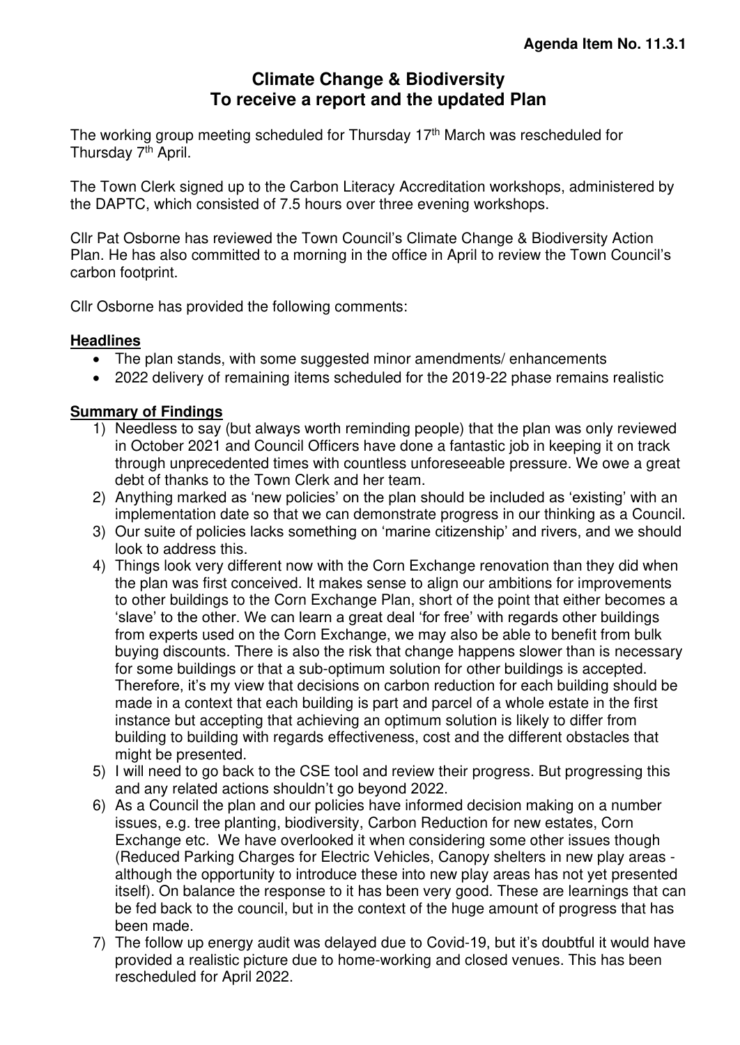**Agenda Item No. 11.3.1**

# Climate Change & Biodiversity
# To receive a report and the updated Plan

The working group meeting scheduled for Thursday 17th March was rescheduled for Thursday 7th April.

The Town Clerk signed up to the Carbon Literacy Accreditation workshops, administered by the DAPTC, which consisted of 7.5 hours over three evening workshops.

Cllr Pat Osborne has reviewed the Town Council's Climate Change & Biodiversity Action Plan. He has also committed to a morning in the office in April to review the Town Council's carbon footprint.

Cllr Osborne has provided the following comments:

**Headlines**

- The plan stands, with some suggested minor amendments/ enhancements
- 2022 delivery of remaining items scheduled for the 2019-22 phase remains realistic

**Summary of Findings**

1) Needless to say (but always worth reminding people) that the plan was only reviewed in October 2021 and Council Officers have done a fantastic job in keeping it on track through unprecedented times with countless unforeseeable pressure. We owe a great debt of thanks to the Town Clerk and her team.
2) Anything marked as 'new policies' on the plan should be included as 'existing' with an implementation date so that we can demonstrate progress in our thinking as a Council.
3) Our suite of policies lacks something on 'marine citizenship' and rivers, and we should look to address this.
4) Things look very different now with the Corn Exchange renovation than they did when the plan was first conceived. It makes sense to align our ambitions for improvements to other buildings to the Corn Exchange Plan, short of the point that either becomes a 'slave' to the other. We can learn a great deal 'for free' with regards other buildings from experts used on the Corn Exchange, we may also be able to benefit from bulk buying discounts. There is also the risk that change happens slower than is necessary for some buildings or that a sub-optimum solution for other buildings is accepted. Therefore, it's my view that decisions on carbon reduction for each building should be made in a context that each building is part and parcel of a whole estate in the first instance but accepting that achieving an optimum solution is likely to differ from building to building with regards effectiveness, cost and the different obstacles that might be presented.
5) I will need to go back to the CSE tool and review their progress. But progressing this and any related actions shouldn't go beyond 2022.
6) As a Council the plan and our policies have informed decision making on a number issues, e.g. tree planting, biodiversity, Carbon Reduction for new estates, Corn Exchange etc. We have overlooked it when considering some other issues though (Reduced Parking Charges for Electric Vehicles, Canopy shelters in new play areas - although the opportunity to introduce these into new play areas has not yet presented itself). On balance the response to it has been very good. These are learnings that can be fed back to the council, but in the context of the huge amount of progress that has been made.
7) The follow up energy audit was delayed due to Covid-19, but it's doubtful it would have provided a realistic picture due to home-working and closed venues. This has been rescheduled for April 2022.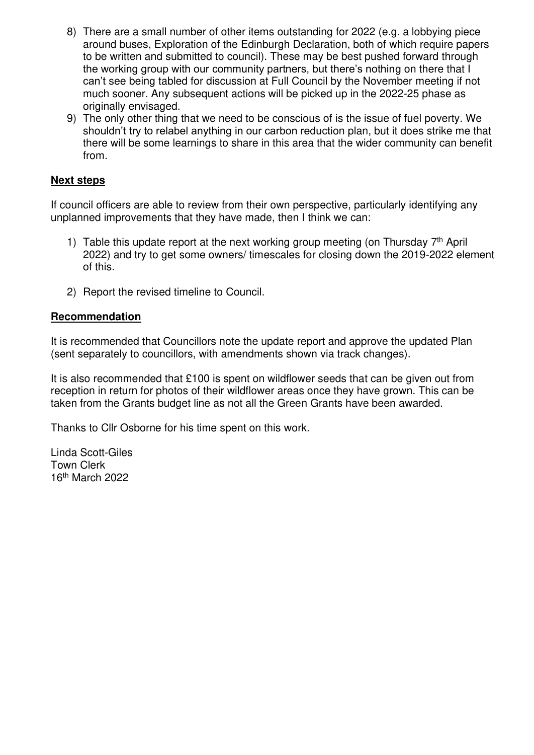8) There are a small number of other items outstanding for 2022 (e.g. a lobbying piece around buses, Exploration of the Edinburgh Declaration, both of which require papers to be written and submitted to council). These may be best pushed forward through the working group with our community partners, but there's nothing on there that I can't see being tabled for discussion at Full Council by the November meeting if not much sooner. Any subsequent actions will be picked up in the 2022-25 phase as originally envisaged.
9) The only other thing that we need to be conscious of is the issue of fuel poverty. We shouldn't try to relabel anything in our carbon reduction plan, but it does strike me that there will be some learnings to share in this area that the wider community can benefit from.

**Next steps**

If council officers are able to review from their own perspective, particularly identifying any unplanned improvements that they have made, then I think we can:

1) Table this update report at the next working group meeting (on Thursday 7th April 2022) and try to get some owners/ timescales for closing down the 2019-2022 element of this.

2) Report the revised timeline to Council.

**Recommendation**

It is recommended that Councillors note the update report and approve the updated Plan (sent separately to councillors, with amendments shown via track changes).

It is also recommended that £100 is spent on wildflower seeds that can be given out from reception in return for photos of their wildflower areas once they have grown. This can be taken from the Grants budget line as not all the Green Grants have been awarded.

Thanks to Cllr Osborne for his time spent on this work.

Linda Scott-Giles
Town Clerk
16th March 2022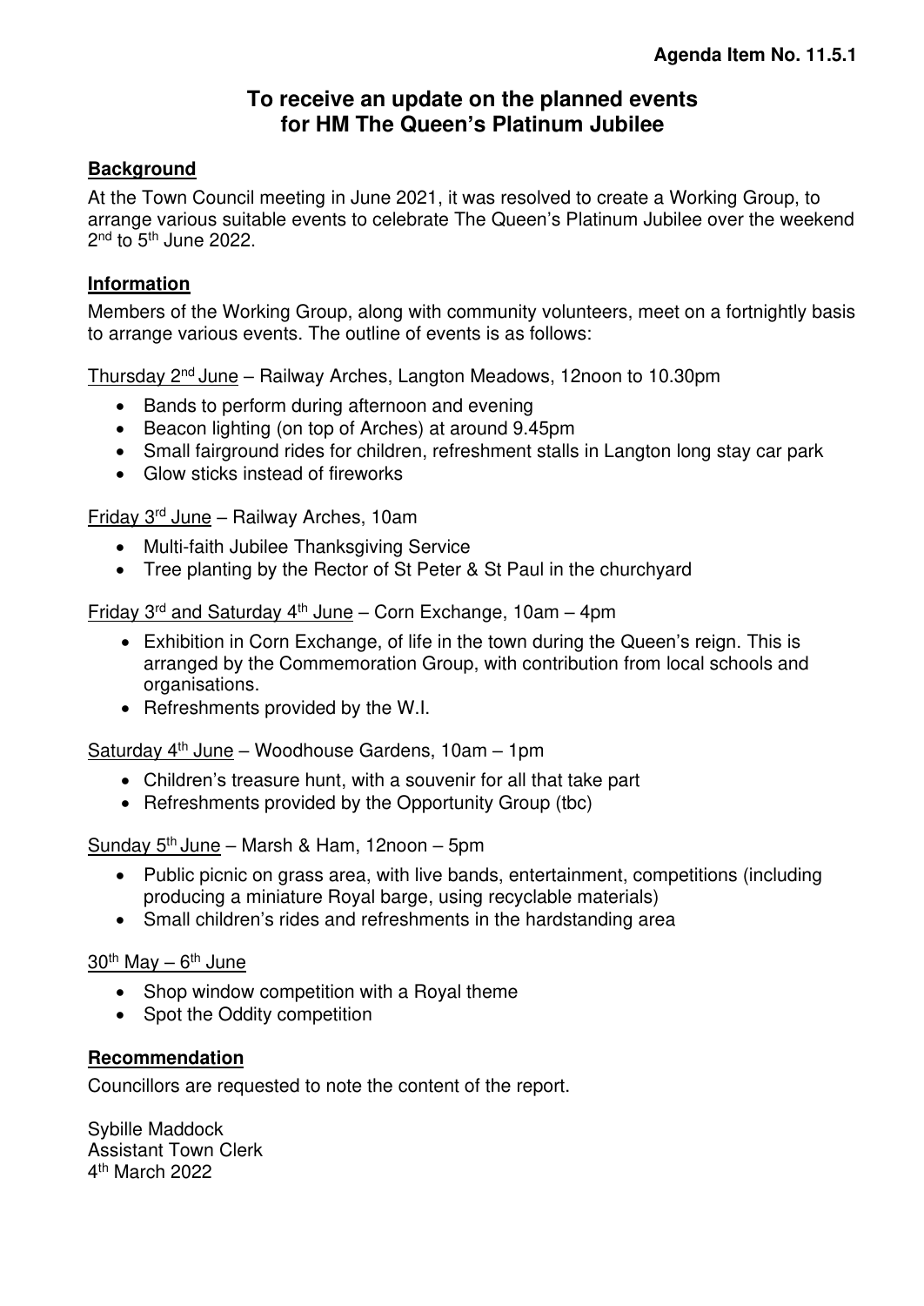**Agenda Item No. 11.5.1**

# To receive an update on the planned events for HM The Queen's Platinum Jubilee

## Background

At the Town Council meeting in June 2021, it was resolved to create a Working Group, to arrange various suitable events to celebrate The Queen's Platinum Jubilee over the weekend 2nd to 5th June 2022.

## Information

Members of the Working Group, along with community volunteers, meet on a fortnightly basis to arrange various events. The outline of events is as follows:

Thursday 2nd June – Railway Arches, Langton Meadows, 12noon to 10.30pm

- Bands to perform during afternoon and evening
- Beacon lighting (on top of Arches) at around 9.45pm
- Small fairground rides for children, refreshment stalls in Langton long stay car park
- Glow sticks instead of fireworks

Friday 3rd June – Railway Arches, 10am

- Multi-faith Jubilee Thanksgiving Service
- Tree planting by the Rector of St Peter & St Paul in the churchyard

Friday 3rd and Saturday 4th June – Corn Exchange, 10am – 4pm

- Exhibition in Corn Exchange, of life in the town during the Queen's reign. This is arranged by the Commemoration Group, with contribution from local schools and organisations.
- Refreshments provided by the W.I.

Saturday 4th June – Woodhouse Gardens, 10am – 1pm

- Children's treasure hunt, with a souvenir for all that take part
- Refreshments provided by the Opportunity Group (tbc)

Sunday 5th June – Marsh & Ham, 12noon – 5pm

- Public picnic on grass area, with live bands, entertainment, competitions (including producing a miniature Royal barge, using recyclable materials)
- Small children's rides and refreshments in the hardstanding area

30th May – 6th June

- Shop window competition with a Royal theme
- Spot the Oddity competition

## Recommendation

Councillors are requested to note the content of the report.

Sybille Maddock
Assistant Town Clerk
4th March 2022